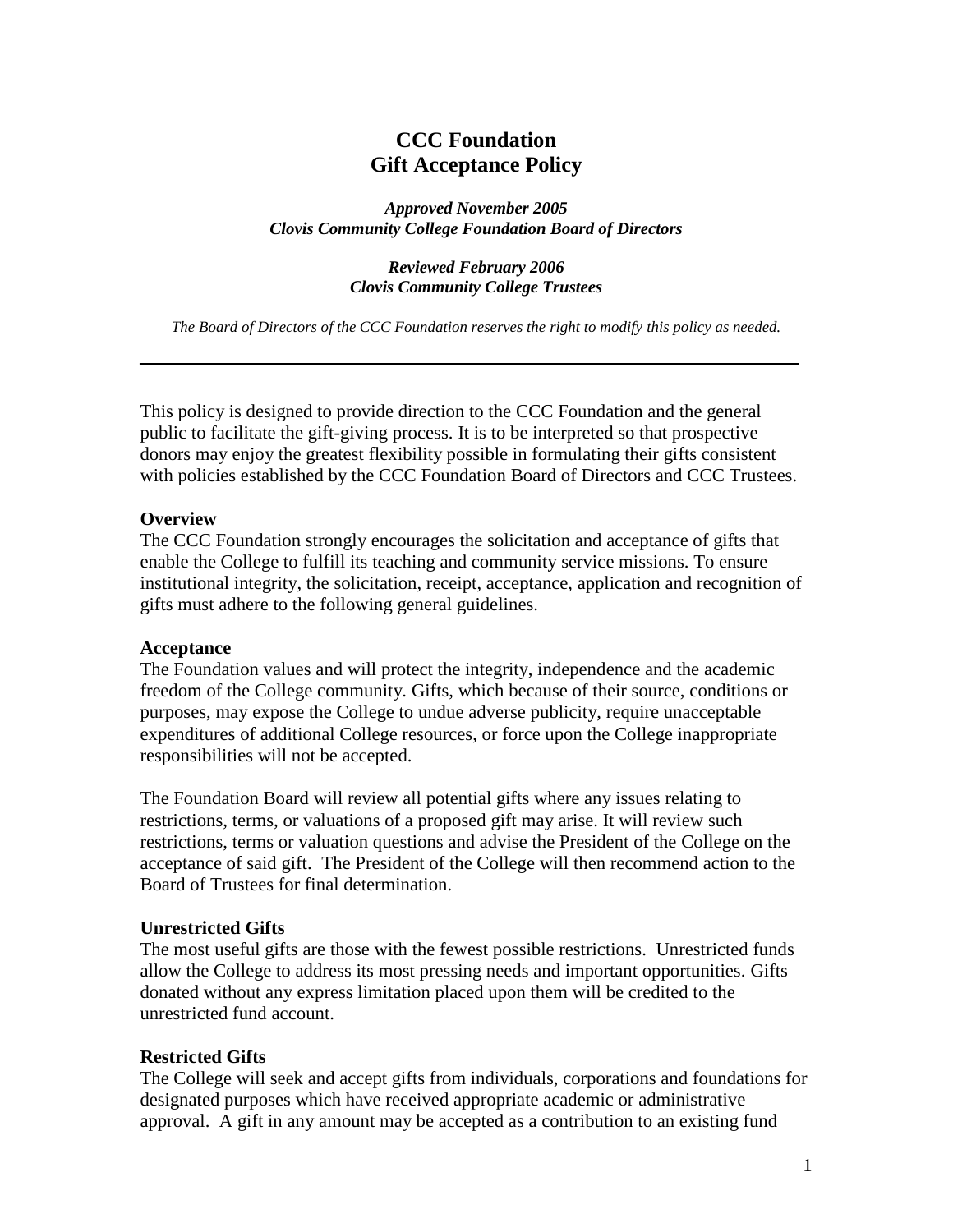# CCC Foundation
# Gift Acceptance Policy

***Approved November 2005***
***Clovis Community College Foundation Board of Directors***

***Reviewed February 2006***
***Clovis Community College Trustees***

*The Board of Directors of the CCC Foundation reserves the right to modify this policy as needed.*

---

This policy is designed to provide direction to the CCC Foundation and the general public to facilitate the gift-giving process. It is to be interpreted so that prospective donors may enjoy the greatest flexibility possible in formulating their gifts consistent with policies established by the CCC Foundation Board of Directors and CCC Trustees.

**Overview**
The CCC Foundation strongly encourages the solicitation and acceptance of gifts that enable the College to fulfill its teaching and community service missions. To ensure institutional integrity, the solicitation, receipt, acceptance, application and recognition of gifts must adhere to the following general guidelines.

**Acceptance**
The Foundation values and will protect the integrity, independence and the academic freedom of the College community. Gifts, which because of their source, conditions or purposes, may expose the College to undue adverse publicity, require unacceptable expenditures of additional College resources, or force upon the College inappropriate responsibilities will not be accepted.

The Foundation Board will review all potential gifts where any issues relating to restrictions, terms, or valuations of a proposed gift may arise. It will review such restrictions, terms or valuation questions and advise the President of the College on the acceptance of said gift. The President of the College will then recommend action to the Board of Trustees for final determination.

**Unrestricted Gifts**
The most useful gifts are those with the fewest possible restrictions. Unrestricted funds allow the College to address its most pressing needs and important opportunities. Gifts donated without any express limitation placed upon them will be credited to the unrestricted fund account.

**Restricted Gifts**
The College will seek and accept gifts from individuals, corporations and foundations for designated purposes which have received appropriate academic or administrative approval. A gift in any amount may be accepted as a contribution to an existing fund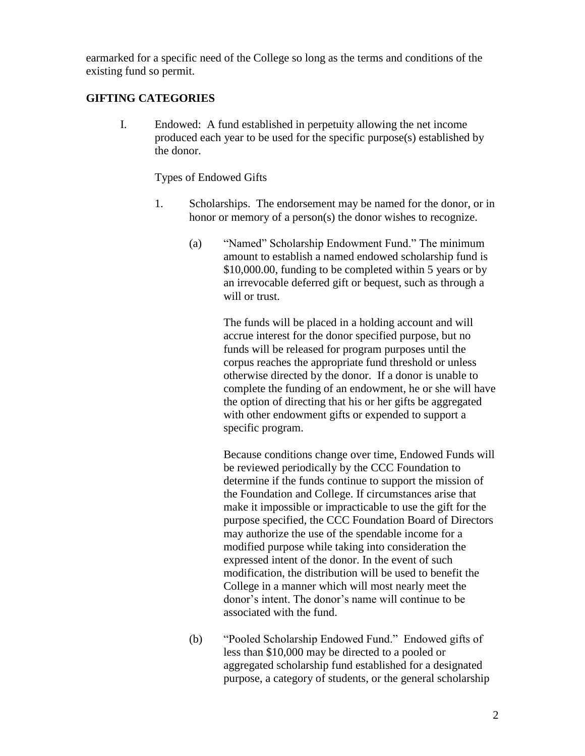earmarked for a specific need of the College so long as the terms and conditions of the existing fund so permit.

## GIFTING CATEGORIES

I. Endowed: A fund established in perpetuity allowing the net income produced each year to be used for the specific purpose(s) established by the donor.

Types of Endowed Gifts

1. Scholarships. The endorsement may be named for the donor, or in honor or memory of a person(s) the donor wishes to recognize.

   (a) "Named" Scholarship Endowment Fund." The minimum amount to establish a named endowed scholarship fund is $10,000.00, funding to be completed within 5 years or by an irrevocable deferred gift or bequest, such as through a will or trust.

   The funds will be placed in a holding account and will accrue interest for the donor specified purpose, but no funds will be released for program purposes until the corpus reaches the appropriate fund threshold or unless otherwise directed by the donor. If a donor is unable to complete the funding of an endowment, he or she will have the option of directing that his or her gifts be aggregated with other endowment gifts or expended to support a specific program.

   Because conditions change over time, Endowed Funds will be reviewed periodically by the CCC Foundation to determine if the funds continue to support the mission of the Foundation and College. If circumstances arise that make it impossible or impracticable to use the gift for the purpose specified, the CCC Foundation Board of Directors may authorize the use of the spendable income for a modified purpose while taking into consideration the expressed intent of the donor. In the event of such modification, the distribution will be used to benefit the College in a manner which will most nearly meet the donor's intent. The donor's name will continue to be associated with the fund.

   (b) "Pooled Scholarship Endowed Fund." Endowed gifts of less than $10,000 may be directed to a pooled or aggregated scholarship fund established for a designated purpose, a category of students, or the general scholarship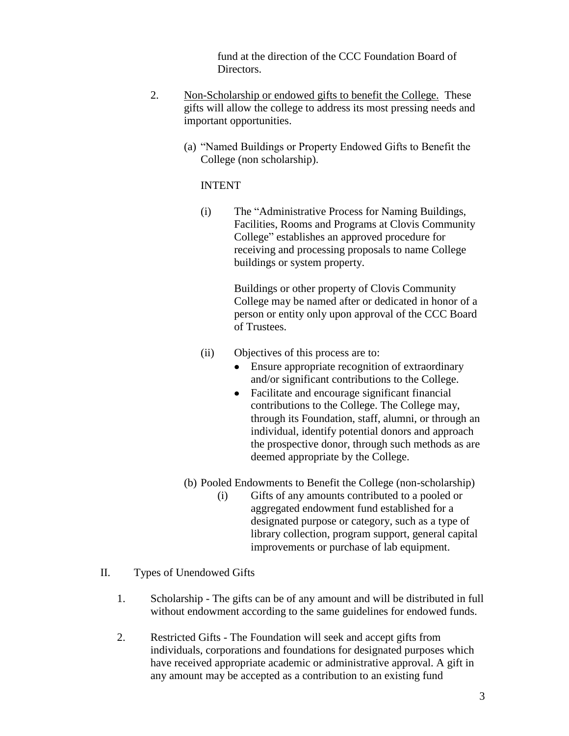fund at the direction of the CCC Foundation Board of Directors.

2. <u>Non-Scholarship or endowed gifts to benefit the College.</u> These gifts will allow the college to address its most pressing needs and important opportunities.

   (a) "Named Buildings or Property Endowed Gifts to Benefit the College (non scholarship).

   INTENT

   (i) The "Administrative Process for Naming Buildings, Facilities, Rooms and Programs at Clovis Community College" establishes an approved procedure for receiving and processing proposals to name College buildings or system property.

   Buildings or other property of Clovis Community College may be named after or dedicated in honor of a person or entity only upon approval of the CCC Board of Trustees.

   (ii) Objectives of this process are to:
   - Ensure appropriate recognition of extraordinary and/or significant contributions to the College.
   - Facilitate and encourage significant financial contributions to the College. The College may, through its Foundation, staff, alumni, or through an individual, identify potential donors and approach the prospective donor, through such methods as are deemed appropriate by the College.

   (b) Pooled Endowments to Benefit the College (non-scholarship)

   (i) Gifts of any amounts contributed to a pooled or aggregated endowment fund established for a designated purpose or category, such as a type of library collection, program support, general capital improvements or purchase of lab equipment.

II. Types of Unendowed Gifts

1. Scholarship - The gifts can be of any amount and will be distributed in full without endowment according to the same guidelines for endowed funds.

2. Restricted Gifts - The Foundation will seek and accept gifts from individuals, corporations and foundations for designated purposes which have received appropriate academic or administrative approval. A gift in any amount may be accepted as a contribution to an existing fund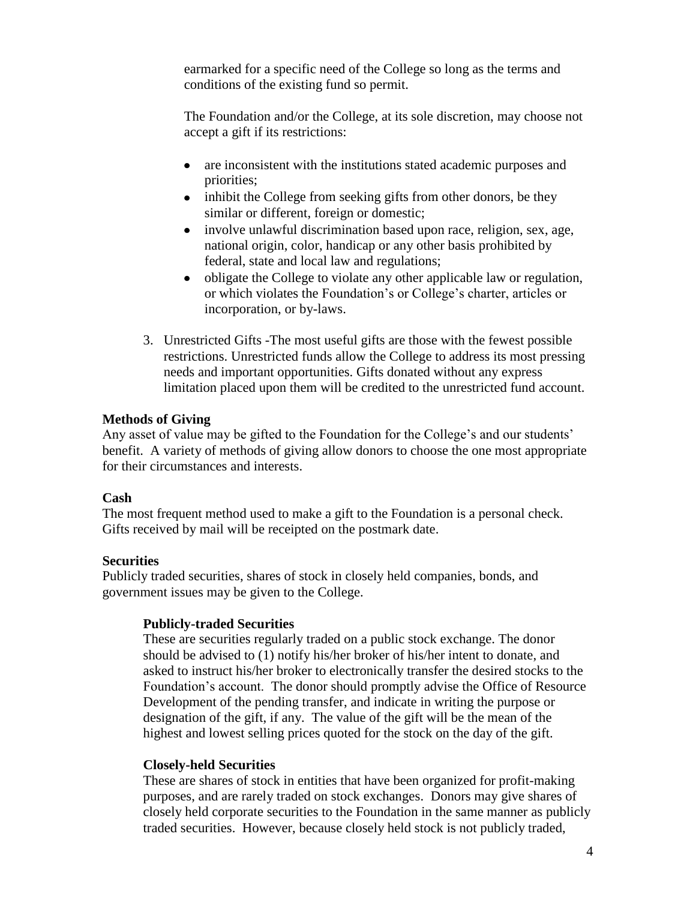earmarked for a specific need of the College so long as the terms and conditions of the existing fund so permit.

The Foundation and/or the College, at its sole discretion, may choose not accept a gift if its restrictions:

- are inconsistent with the institutions stated academic purposes and priorities;
- inhibit the College from seeking gifts from other donors, be they similar or different, foreign or domestic;
- involve unlawful discrimination based upon race, religion, sex, age, national origin, color, handicap or any other basis prohibited by federal, state and local law and regulations;
- obligate the College to violate any other applicable law or regulation, or which violates the Foundation's or College's charter, articles or incorporation, or by-laws.

3. Unrestricted Gifts -The most useful gifts are those with the fewest possible restrictions. Unrestricted funds allow the College to address its most pressing needs and important opportunities. Gifts donated without any express limitation placed upon them will be credited to the unrestricted fund account.

**Methods of Giving**

Any asset of value may be gifted to the Foundation for the College's and our students' benefit. A variety of methods of giving allow donors to choose the one most appropriate for their circumstances and interests.

**Cash**

The most frequent method used to make a gift to the Foundation is a personal check. Gifts received by mail will be receipted on the postmark date.

**Securities**

Publicly traded securities, shares of stock in closely held companies, bonds, and government issues may be given to the College.

**Publicly-traded Securities**

These are securities regularly traded on a public stock exchange. The donor should be advised to (1) notify his/her broker of his/her intent to donate, and asked to instruct his/her broker to electronically transfer the desired stocks to the Foundation's account. The donor should promptly advise the Office of Resource Development of the pending transfer, and indicate in writing the purpose or designation of the gift, if any. The value of the gift will be the mean of the highest and lowest selling prices quoted for the stock on the day of the gift.

**Closely-held Securities**

These are shares of stock in entities that have been organized for profit-making purposes, and are rarely traded on stock exchanges. Donors may give shares of closely held corporate securities to the Foundation in the same manner as publicly traded securities. However, because closely held stock is not publicly traded,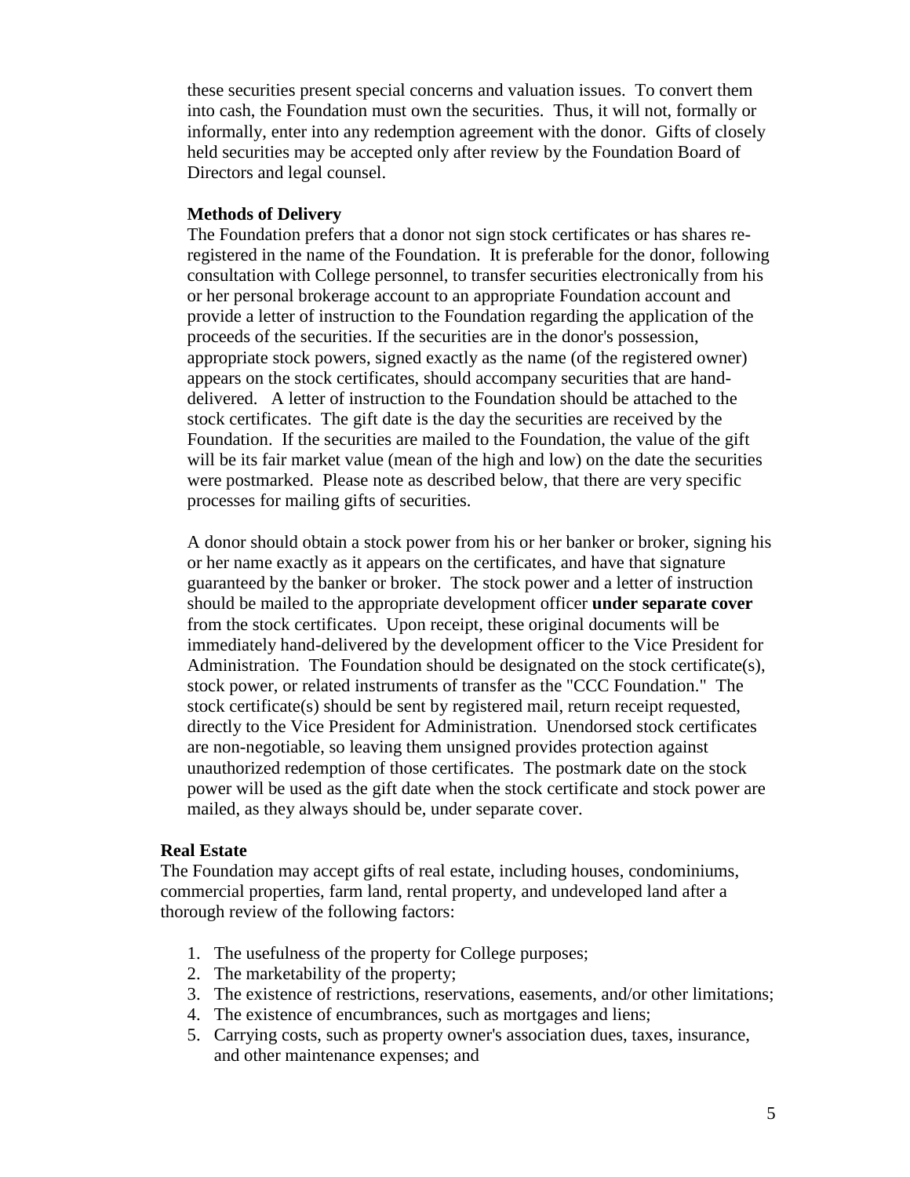these securities present special concerns and valuation issues. To convert them into cash, the Foundation must own the securities. Thus, it will not, formally or informally, enter into any redemption agreement with the donor. Gifts of closely held securities may be accepted only after review by the Foundation Board of Directors and legal counsel.

**Methods of Delivery**

The Foundation prefers that a donor not sign stock certificates or has shares re-registered in the name of the Foundation. It is preferable for the donor, following consultation with College personnel, to transfer securities electronically from his or her personal brokerage account to an appropriate Foundation account and provide a letter of instruction to the Foundation regarding the application of the proceeds of the securities. If the securities are in the donor's possession, appropriate stock powers, signed exactly as the name (of the registered owner) appears on the stock certificates, should accompany securities that are hand-delivered. A letter of instruction to the Foundation should be attached to the stock certificates. The gift date is the day the securities are received by the Foundation. If the securities are mailed to the Foundation, the value of the gift will be its fair market value (mean of the high and low) on the date the securities were postmarked. Please note as described below, that there are very specific processes for mailing gifts of securities.

A donor should obtain a stock power from his or her banker or broker, signing his or her name exactly as it appears on the certificates, and have that signature guaranteed by the banker or broker. The stock power and a letter of instruction should be mailed to the appropriate development officer **under separate cover** from the stock certificates. Upon receipt, these original documents will be immediately hand-delivered by the development officer to the Vice President for Administration. The Foundation should be designated on the stock certificate(s), stock power, or related instruments of transfer as the "CCC Foundation." The stock certificate(s) should be sent by registered mail, return receipt requested, directly to the Vice President for Administration. Unendorsed stock certificates are non-negotiable, so leaving them unsigned provides protection against unauthorized redemption of those certificates. The postmark date on the stock power will be used as the gift date when the stock certificate and stock power are mailed, as they always should be, under separate cover.

**Real Estate**

The Foundation may accept gifts of real estate, including houses, condominiums, commercial properties, farm land, rental property, and undeveloped land after a thorough review of the following factors:

1. The usefulness of the property for College purposes;
2. The marketability of the property;
3. The existence of restrictions, reservations, easements, and/or other limitations;
4. The existence of encumbrances, such as mortgages and liens;
5. Carrying costs, such as property owner's association dues, taxes, insurance, and other maintenance expenses; and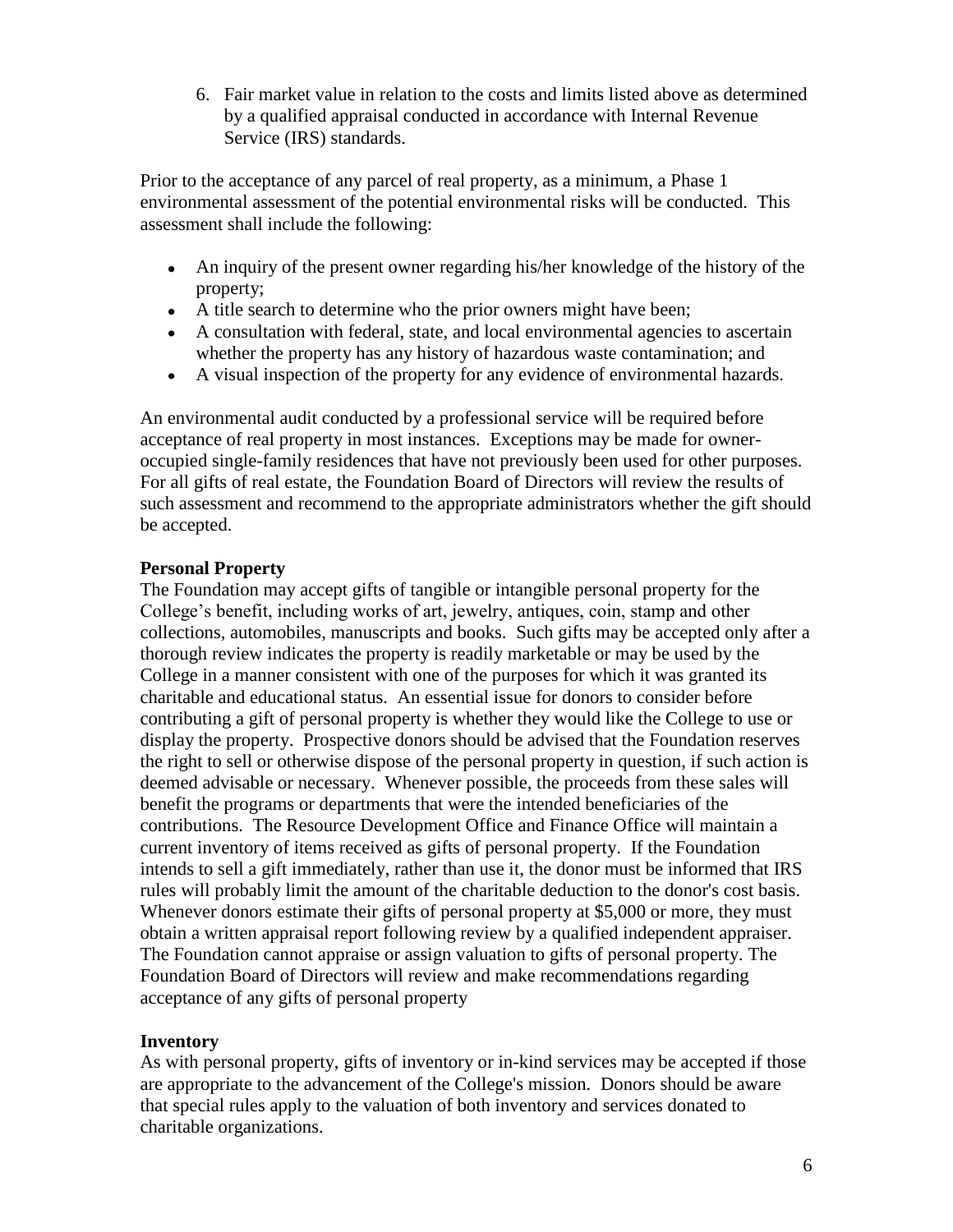6. Fair market value in relation to the costs and limits listed above as determined by a qualified appraisal conducted in accordance with Internal Revenue Service (IRS) standards.

Prior to the acceptance of any parcel of real property, as a minimum, a Phase 1 environmental assessment of the potential environmental risks will be conducted. This assessment shall include the following:

- An inquiry of the present owner regarding his/her knowledge of the history of the property;
- A title search to determine who the prior owners might have been;
- A consultation with federal, state, and local environmental agencies to ascertain whether the property has any history of hazardous waste contamination; and
- A visual inspection of the property for any evidence of environmental hazards.

An environmental audit conducted by a professional service will be required before acceptance of real property in most instances. Exceptions may be made for owner-occupied single-family residences that have not previously been used for other purposes. For all gifts of real estate, the Foundation Board of Directors will review the results of such assessment and recommend to the appropriate administrators whether the gift should be accepted.

**Personal Property**

The Foundation may accept gifts of tangible or intangible personal property for the College's benefit, including works of art, jewelry, antiques, coin, stamp and other collections, automobiles, manuscripts and books. Such gifts may be accepted only after a thorough review indicates the property is readily marketable or may be used by the College in a manner consistent with one of the purposes for which it was granted its charitable and educational status. An essential issue for donors to consider before contributing a gift of personal property is whether they would like the College to use or display the property. Prospective donors should be advised that the Foundation reserves the right to sell or otherwise dispose of the personal property in question, if such action is deemed advisable or necessary. Whenever possible, the proceeds from these sales will benefit the programs or departments that were the intended beneficiaries of the contributions. The Resource Development Office and Finance Office will maintain a current inventory of items received as gifts of personal property. If the Foundation intends to sell a gift immediately, rather than use it, the donor must be informed that IRS rules will probably limit the amount of the charitable deduction to the donor's cost basis. Whenever donors estimate their gifts of personal property at $5,000 or more, they must obtain a written appraisal report following review by a qualified independent appraiser. The Foundation cannot appraise or assign valuation to gifts of personal property. The Foundation Board of Directors will review and make recommendations regarding acceptance of any gifts of personal property

**Inventory**

As with personal property, gifts of inventory or in-kind services may be accepted if those are appropriate to the advancement of the College's mission. Donors should be aware that special rules apply to the valuation of both inventory and services donated to charitable organizations.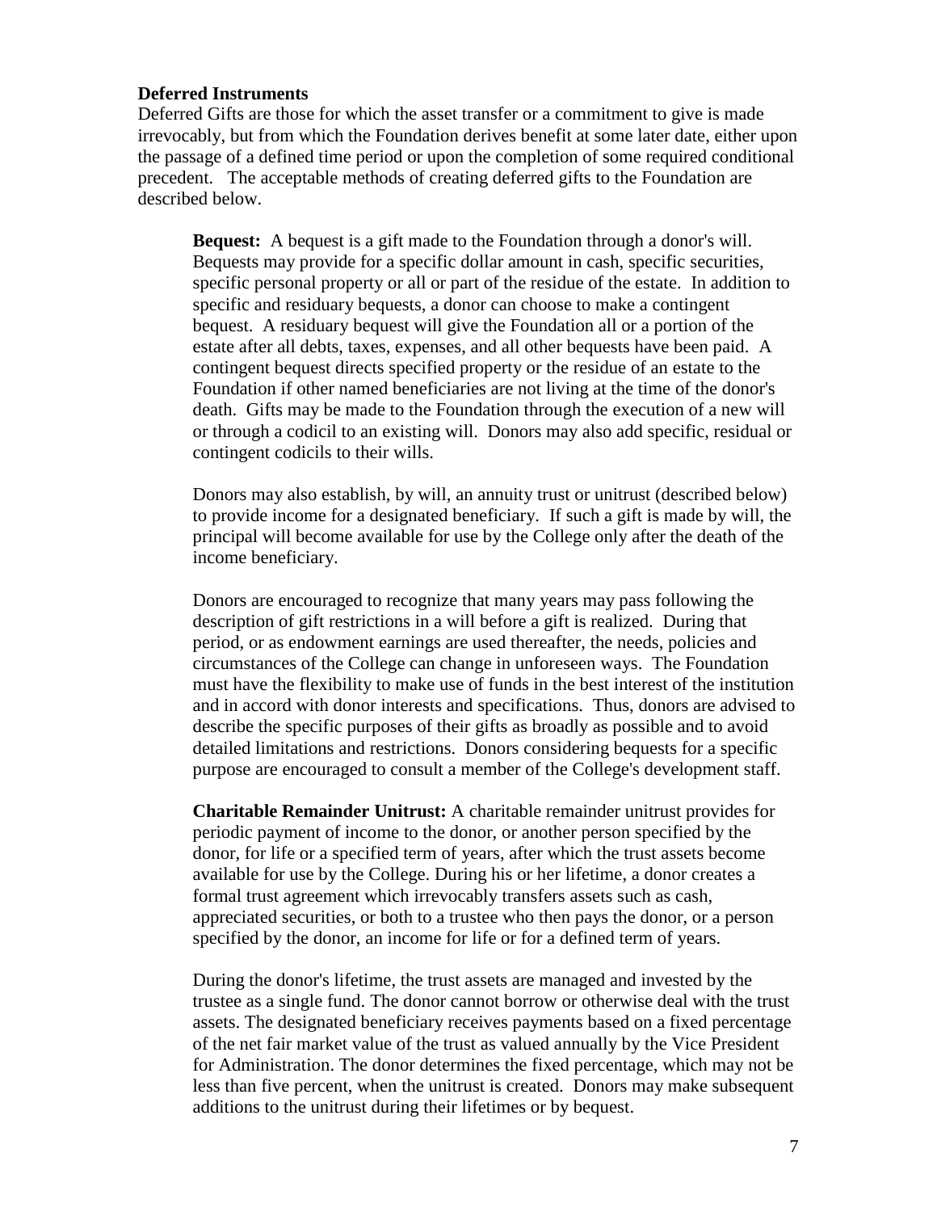**Deferred Instruments**

Deferred Gifts are those for which the asset transfer or a commitment to give is made irrevocably, but from which the Foundation derives benefit at some later date, either upon the passage of a defined time period or upon the completion of some required conditional precedent. The acceptable methods of creating deferred gifts to the Foundation are described below.

**Bequest:** A bequest is a gift made to the Foundation through a donor's will. Bequests may provide for a specific dollar amount in cash, specific securities, specific personal property or all or part of the residue of the estate. In addition to specific and residuary bequests, a donor can choose to make a contingent bequest. A residuary bequest will give the Foundation all or a portion of the estate after all debts, taxes, expenses, and all other bequests have been paid. A contingent bequest directs specified property or the residue of an estate to the Foundation if other named beneficiaries are not living at the time of the donor's death. Gifts may be made to the Foundation through the execution of a new will or through a codicil to an existing will. Donors may also add specific, residual or contingent codicils to their wills.

Donors may also establish, by will, an annuity trust or unitrust (described below) to provide income for a designated beneficiary. If such a gift is made by will, the principal will become available for use by the College only after the death of the income beneficiary.

Donors are encouraged to recognize that many years may pass following the description of gift restrictions in a will before a gift is realized. During that period, or as endowment earnings are used thereafter, the needs, policies and circumstances of the College can change in unforeseen ways. The Foundation must have the flexibility to make use of funds in the best interest of the institution and in accord with donor interests and specifications. Thus, donors are advised to describe the specific purposes of their gifts as broadly as possible and to avoid detailed limitations and restrictions. Donors considering bequests for a specific purpose are encouraged to consult a member of the College's development staff.

**Charitable Remainder Unitrust:** A charitable remainder unitrust provides for periodic payment of income to the donor, or another person specified by the donor, for life or a specified term of years, after which the trust assets become available for use by the College. During his or her lifetime, a donor creates a formal trust agreement which irrevocably transfers assets such as cash, appreciated securities, or both to a trustee who then pays the donor, or a person specified by the donor, an income for life or for a defined term of years.

During the donor's lifetime, the trust assets are managed and invested by the trustee as a single fund. The donor cannot borrow or otherwise deal with the trust assets. The designated beneficiary receives payments based on a fixed percentage of the net fair market value of the trust as valued annually by the Vice President for Administration. The donor determines the fixed percentage, which may not be less than five percent, when the unitrust is created. Donors may make subsequent additions to the unitrust during their lifetimes or by bequest.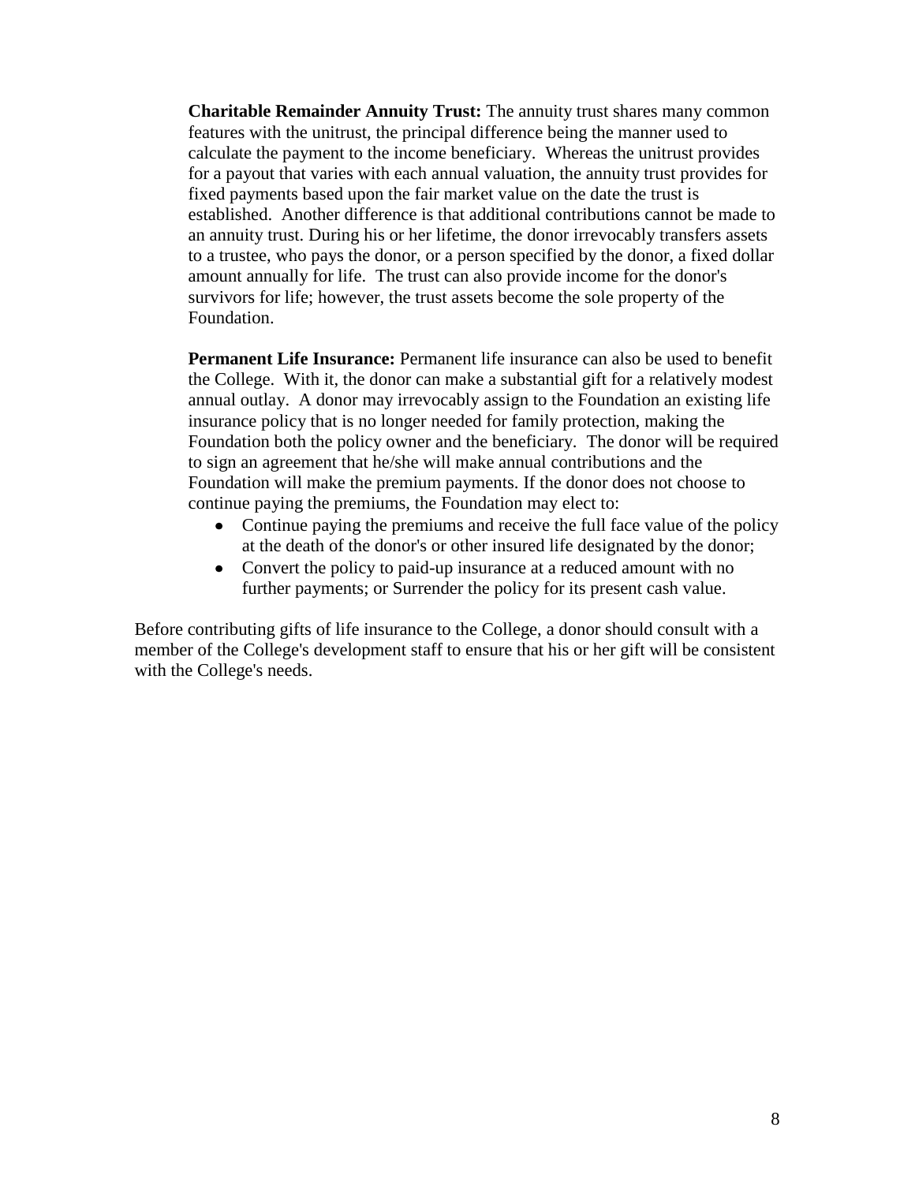**Charitable Remainder Annuity Trust:** The annuity trust shares many common features with the unitrust, the principal difference being the manner used to calculate the payment to the income beneficiary. Whereas the unitrust provides for a payout that varies with each annual valuation, the annuity trust provides for fixed payments based upon the fair market value on the date the trust is established. Another difference is that additional contributions cannot be made to an annuity trust. During his or her lifetime, the donor irrevocably transfers assets to a trustee, who pays the donor, or a person specified by the donor, a fixed dollar amount annually for life. The trust can also provide income for the donor's survivors for life; however, the trust assets become the sole property of the Foundation.

**Permanent Life Insurance:** Permanent life insurance can also be used to benefit the College. With it, the donor can make a substantial gift for a relatively modest annual outlay. A donor may irrevocably assign to the Foundation an existing life insurance policy that is no longer needed for family protection, making the Foundation both the policy owner and the beneficiary. The donor will be required to sign an agreement that he/she will make annual contributions and the Foundation will make the premium payments. If the donor does not choose to continue paying the premiums, the Foundation may elect to:

- Continue paying the premiums and receive the full face value of the policy at the death of the donor's or other insured life designated by the donor;
- Convert the policy to paid-up insurance at a reduced amount with no further payments; or Surrender the policy for its present cash value.

Before contributing gifts of life insurance to the College, a donor should consult with a member of the College's development staff to ensure that his or her gift will be consistent with the College's needs.